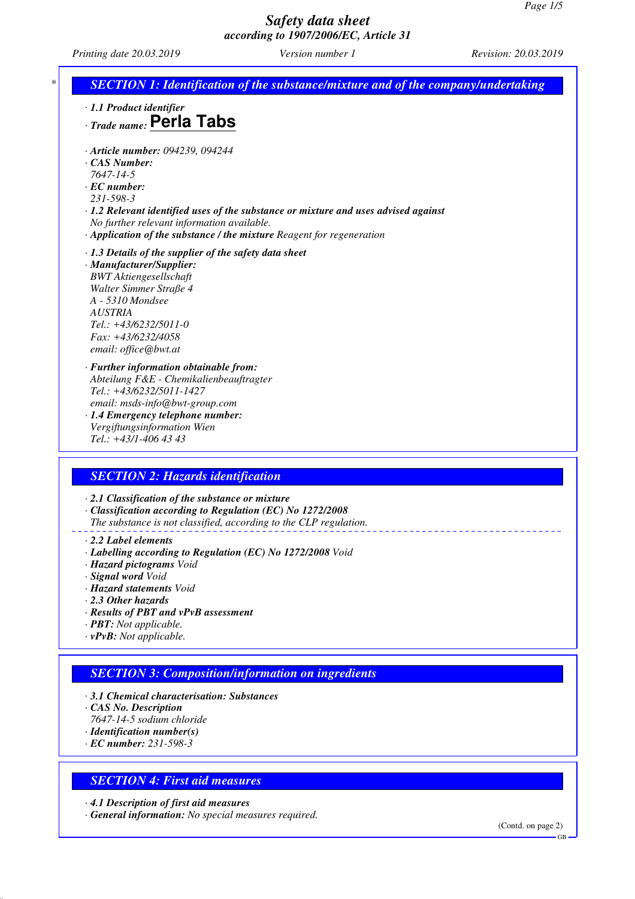# Safety data sheet
*according to 1907/2006/EC, Article 31*

*Printing date 20.03.2019* *Version number 1* *Revision: 20.03.2019*

## SECTION 1: Identification of the substance/mixture and of the company/undertaking

· **1.1 Product identifier**

· **Trade name: Perla Tabs**

· **Article number:** 094239, 094244

· **CAS Number:**
7647-14-5

· **EC number:**
231-598-3

· **1.2 Relevant identified uses of the substance or mixture and uses advised against**
No further relevant information available.

· **Application of the substance / the mixture** Reagent for regeneration

· **1.3 Details of the supplier of the safety data sheet**

· **Manufacturer/Supplier:**
BWT Aktiengesellschaft
Walter Simmer Straße 4
A - 5310 Mondsee
AUSTRIA
Tel.: +43/6232/5011-0
Fax: +43/6232/4058
email: office@bwt.at

· **Further information obtainable from:**
Abteilung F&E - Chemikalienbeauftragter
Tel.: +43/6232/5011-1427
email: msds-info@bwt-group.com

· **1.4 Emergency telephone number:**
Vergiftungsinformation Wien
Tel.: +43/1-406 43 43

## SECTION 2: Hazards identification

· **2.1 Classification of the substance or mixture**

· **Classification according to Regulation (EC) No 1272/2008**
The substance is not classified, according to the CLP regulation.

· **2.2 Label elements**

· **Labelling according to Regulation (EC) No 1272/2008** Void

· **Hazard pictograms** Void

· **Signal word** Void

· **Hazard statements** Void

· **2.3 Other hazards**

· **Results of PBT and vPvB assessment**

· **PBT:** Not applicable.

· **vPvB:** Not applicable.

## SECTION 3: Composition/information on ingredients

· **3.1 Chemical characterisation: Substances**

· **CAS No. Description**
7647-14-5 sodium chloride

· **Identification number(s)**

· **EC number:** 231-598-3

## SECTION 4: First aid measures

· **4.1 Description of first aid measures**

· **General information:** No special measures required.

(Contd. on page 2)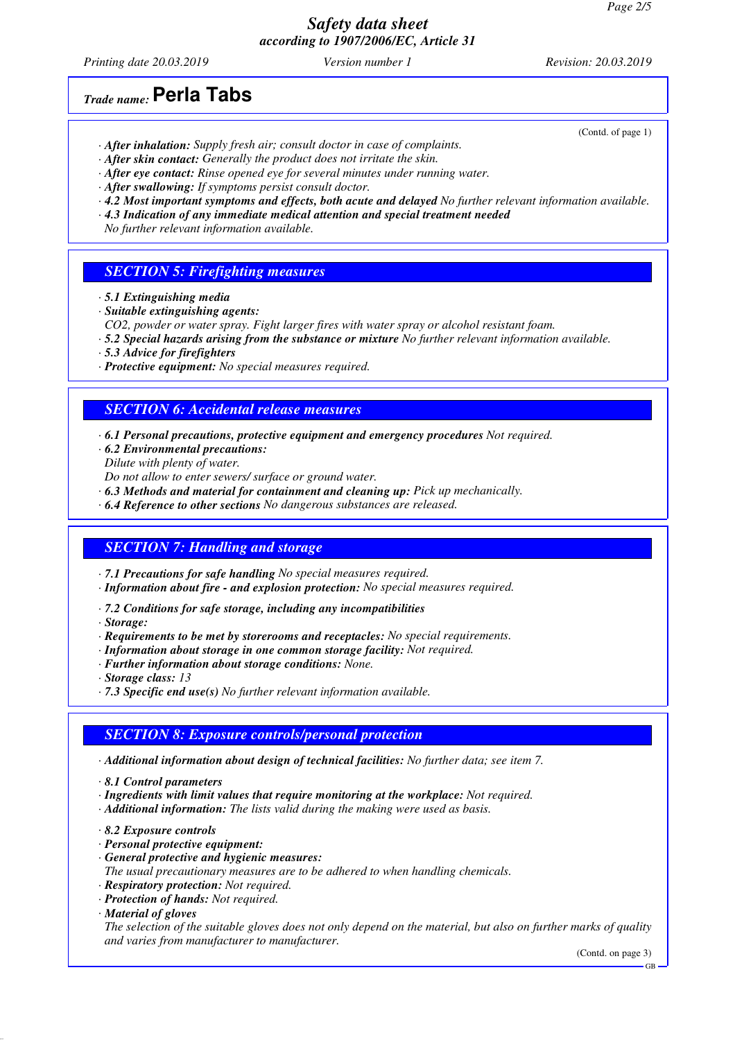*Trade name:* **Perla Tabs**

(Contd. of page 1)

· ***After inhalation:*** *Supply fresh air; consult doctor in case of complaints.*
· ***After skin contact:*** *Generally the product does not irritate the skin.*
· ***After eye contact:*** *Rinse opened eye for several minutes under running water.*
· ***After swallowing:*** *If symptoms persist consult doctor.*
· ***4.2 Most important symptoms and effects, both acute and delayed*** *No further relevant information available.*
· ***4.3 Indication of any immediate medical attention and special treatment needed***
*No further relevant information available.*

## SECTION 5: Firefighting measures

· ***5.1 Extinguishing media***
· ***Suitable extinguishing agents:***
*$CO_2$, powder or water spray. Fight larger fires with water spray or alcohol resistant foam.*
· ***5.2 Special hazards arising from the substance or mixture*** *No further relevant information available.*
· ***5.3 Advice for firefighters***
· ***Protective equipment:*** *No special measures required.*

## SECTION 6: Accidental release measures

· ***6.1 Personal precautions, protective equipment and emergency procedures*** *Not required.*
· ***6.2 Environmental precautions:***
*Dilute with plenty of water.*
*Do not allow to enter sewers/ surface or ground water.*
· ***6.3 Methods and material for containment and cleaning up:*** *Pick up mechanically.*
· ***6.4 Reference to other sections*** *No dangerous substances are released.*

## SECTION 7: Handling and storage

· ***7.1 Precautions for safe handling*** *No special measures required.*
· ***Information about fire - and explosion protection:*** *No special measures required.*

· ***7.2 Conditions for safe storage, including any incompatibilities***
· ***Storage:***
· ***Requirements to be met by storerooms and receptacles:*** *No special requirements.*
· ***Information about storage in one common storage facility:*** *Not required.*
· ***Further information about storage conditions:*** *None.*
· ***Storage class:*** *13*
· ***7.3 Specific end use(s)*** *No further relevant information available.*

## SECTION 8: Exposure controls/personal protection

· ***Additional information about design of technical facilities:*** *No further data; see item 7.*

· ***8.1 Control parameters***
· ***Ingredients with limit values that require monitoring at the workplace:*** *Not required.*
· ***Additional information:*** *The lists valid during the making were used as basis.*

· ***8.2 Exposure controls***
· ***Personal protective equipment:***
· ***General protective and hygienic measures:***
*The usual precautionary measures are to be adhered to when handling chemicals.*
· ***Respiratory protection:*** *Not required.*
· ***Protection of hands:*** *Not required.*
· ***Material of gloves***
*The selection of the suitable gloves does not only depend on the material, but also on further marks of quality and varies from manufacturer to manufacturer.*

(Contd. on page 3)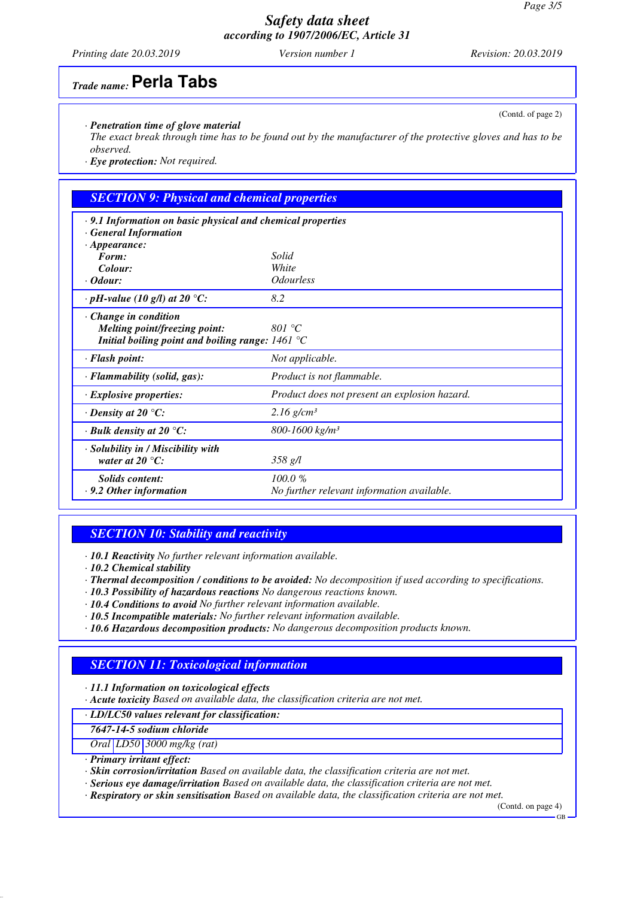# Safety data sheet
## according to 1907/2006/EC, Article 31

*Printing date 20.03.2019* | *Version number 1* | *Revision: 20.03.2019*

**Trade name: Perla Tabs**

(Contd. of page 2)

· ***Penetration time of glove material***
*The exact break through time has to be found out by the manufacturer of the protective gloves and has to be observed.*
· ***Eye protection:*** *Not required.*

## SECTION 9: Physical and chemical properties

| | |
|---|---|
| · ***9.1 Information on basic physical and chemical properties*** | |
| · ***General Information*** | |
| · ***Appearance:*** | |
| ***Form:*** | *Solid* |
| ***Colour:*** | *White* |
| · ***Odour:*** | *Odourless* |
| · ***pH-value (10 g/l) at 20 °C:*** | *8.2* |
| · ***Change in condition*** | |
| ***Melting point/freezing point:*** | *801 °C* |
| ***Initial boiling point and boiling range:*** | *1461 °C* |
| · ***Flash point:*** | *Not applicable.* |
| · ***Flammability (solid, gas):*** | *Product is not flammable.* |
| · ***Explosive properties:*** | *Product does not present an explosion hazard.* |
| · ***Density at 20 °C:*** | *2.16 g/cm³* |
| · ***Bulk density at 20 °C:*** | *800-1600 kg/m³* |
| · ***Solubility in / Miscibility with water at 20 °C:*** | *358 g/l* |
| ***Solids content:*** | *100.0 %* |
| · ***9.2 Other information*** | *No further relevant information available.* |

## SECTION 10: Stability and reactivity

· ***10.1 Reactivity*** *No further relevant information available.*
· ***10.2 Chemical stability***
· ***Thermal decomposition / conditions to be avoided:*** *No decomposition if used according to specifications.*
· ***10.3 Possibility of hazardous reactions*** *No dangerous reactions known.*
· ***10.4 Conditions to avoid*** *No further relevant information available.*
· ***10.5 Incompatible materials:*** *No further relevant information available.*
· ***10.6 Hazardous decomposition products:*** *No dangerous decomposition products known.*

## SECTION 11: Toxicological information

· ***11.1 Information on toxicological effects***
· ***Acute toxicity*** *Based on available data, the classification criteria are not met.*

| · ***LD/LC50 values relevant for classification:*** | | |
|---|---|---|
| ***7647-14-5 sodium chloride*** | | |
| *Oral* | *LD50* | *3000 mg/kg (rat)* |

· ***Primary irritant effect:***
· ***Skin corrosion/irritation*** *Based on available data, the classification criteria are not met.*
· ***Serious eye damage/irritation*** *Based on available data, the classification criteria are not met.*
· ***Respiratory or skin sensitisation*** *Based on available data, the classification criteria are not met.*

(Contd. on page 4)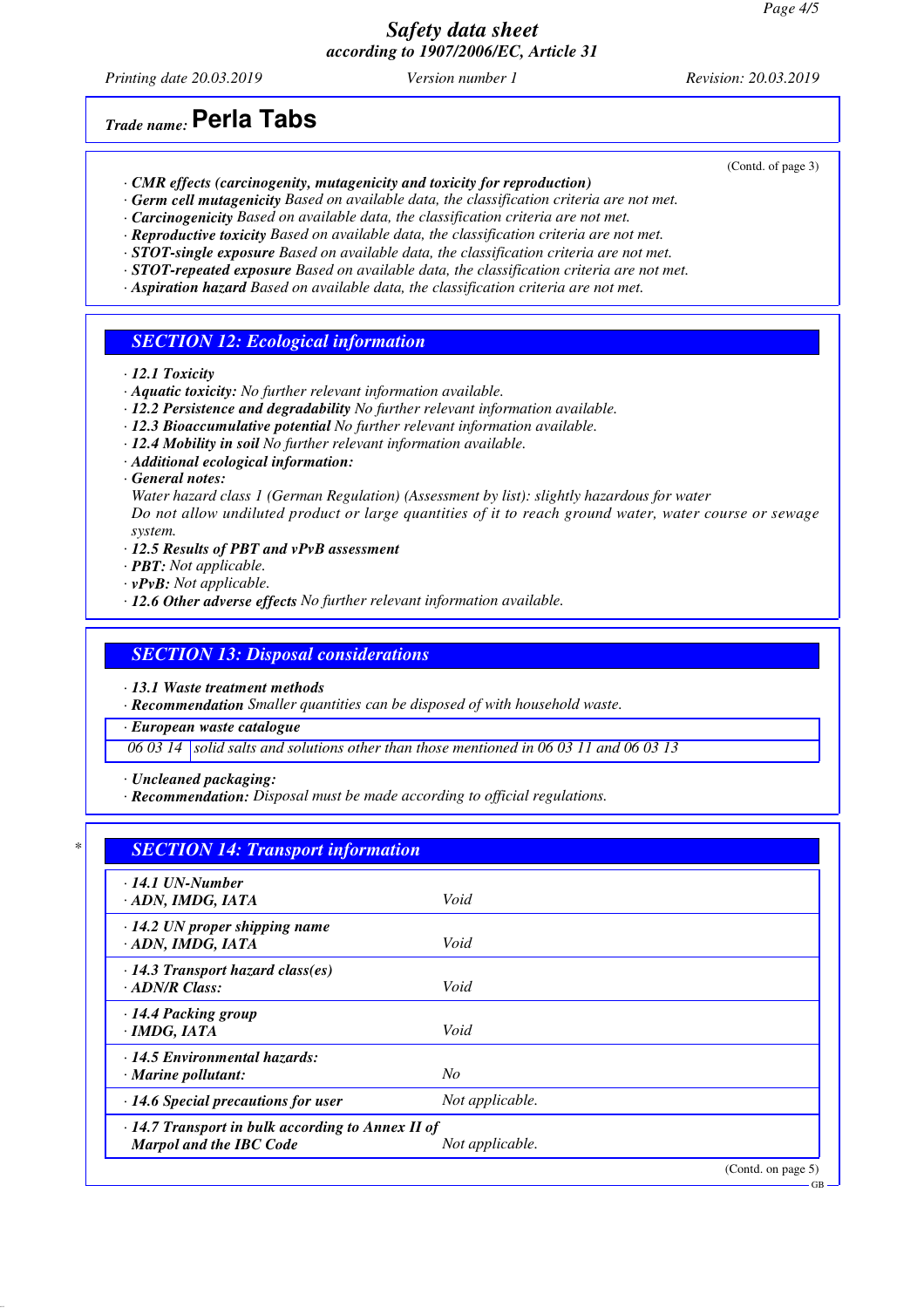# Safety data sheet

*according to 1907/2006/EC, Article 31*

*Printing date 20.03.2019* *Version number 1* *Revision: 20.03.2019*

*Trade name:* **Perla Tabs**

(Contd. of page 3)

· ***CMR effects (carcinogenity, mutagenicity and toxicity for reproduction)***
· ***Germ cell mutagenicity*** *Based on available data, the classification criteria are not met.*
· ***Carcinogenicity*** *Based on available data, the classification criteria are not met.*
· ***Reproductive toxicity*** *Based on available data, the classification criteria are not met.*
· ***STOT-single exposure*** *Based on available data, the classification criteria are not met.*
· ***STOT-repeated exposure*** *Based on available data, the classification criteria are not met.*
· ***Aspiration hazard*** *Based on available data, the classification criteria are not met.*

## SECTION 12: Ecological information

· ***12.1 Toxicity***
· ***Aquatic toxicity:*** *No further relevant information available.*
· ***12.2 Persistence and degradability*** *No further relevant information available.*
· ***12.3 Bioaccumulative potential*** *No further relevant information available.*
· ***12.4 Mobility in soil*** *No further relevant information available.*
· ***Additional ecological information:***
· ***General notes:***
*Water hazard class 1 (German Regulation) (Assessment by list): slightly hazardous for water*
*Do not allow undiluted product or large quantities of it to reach ground water, water course or sewage system.*
· ***12.5 Results of PBT and vPvB assessment***
· ***PBT:*** *Not applicable.*
· ***vPvB:*** *Not applicable.*
· ***12.6 Other adverse effects*** *No further relevant information available.*

## SECTION 13: Disposal considerations

· ***13.1 Waste treatment methods***
· ***Recommendation*** *Smaller quantities can be disposed of with household waste.*

| · ***European waste catalogue*** | |
|---|---|
| *06 03 14* | *solid salts and solutions other than those mentioned in 06 03 11 and 06 03 13* |

· ***Uncleaned packaging:***
· ***Recommendation:*** *Disposal must be made according to official regulations.*

## SECTION 14: Transport information

| | |
|---|---|
| · ***14.1 UN-Number***<br>· ***ADN, IMDG, IATA*** | *Void* |
| · ***14.2 UN proper shipping name***<br>· ***ADN, IMDG, IATA*** | *Void* |
| · ***14.3 Transport hazard class(es)***<br>· ***ADN/R Class:*** | *Void* |
| · ***14.4 Packing group***<br>· ***IMDG, IATA*** | *Void* |
| · ***14.5 Environmental hazards:***<br>· ***Marine pollutant:*** | *No* |
| · ***14.6 Special precautions for user*** | *Not applicable.* |
| · ***14.7 Transport in bulk according to Annex II of Marpol and the IBC Code*** | *Not applicable.* |

(Contd. on page 5)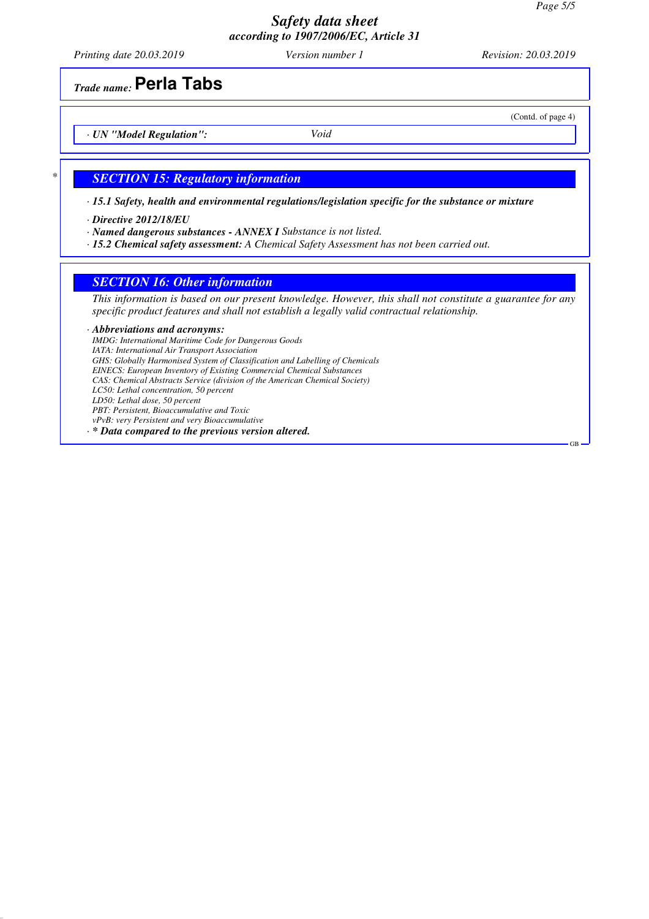(Contd. of page 4)

· **UN "Model Regulation":** *Void*

\* 

## SECTION 15: Regulatory information

· **15.1 Safety, health and environmental regulations/legislation specific for the substance or mixture**

· **Directive 2012/18/EU**
· **Named dangerous substances - ANNEX I** *Substance is not listed.*
· **15.2 Chemical safety assessment:** *A Chemical Safety Assessment has not been carried out.*

## SECTION 16: Other information

*This information is based on our present knowledge. However, this shall not constitute a guarantee for any specific product features and shall not establish a legally valid contractual relationship.*

· **Abbreviations and acronyms:**
*IMDG: International Maritime Code for Dangerous Goods*
*IATA: International Air Transport Association*
*GHS: Globally Harmonised System of Classification and Labelling of Chemicals*
*EINECS: European Inventory of Existing Commercial Chemical Substances*
*CAS: Chemical Abstracts Service (division of the American Chemical Society)*
*LC50: Lethal concentration, 50 percent*
*LD50: Lethal dose, 50 percent*
*PBT: Persistent, Bioaccumulative and Toxic*
*vPvB: very Persistent and very Bioaccumulative*
· **\* Data compared to the previous version altered.**

GB